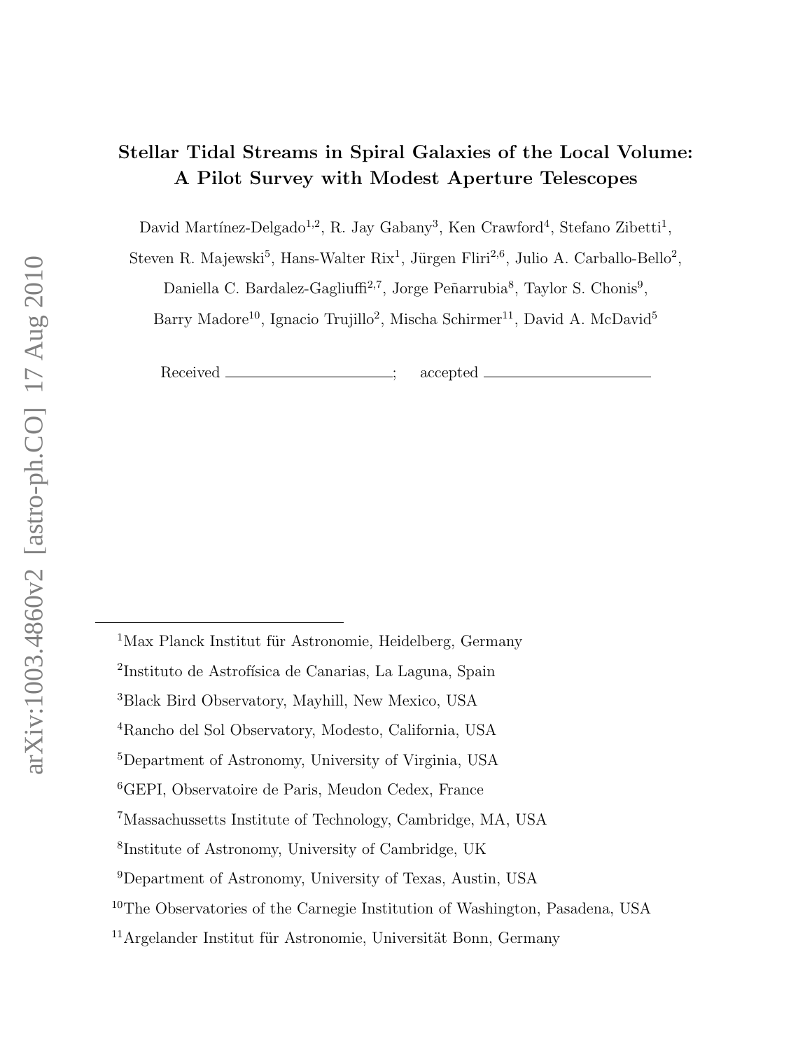# Stellar Tidal Streams in Spiral Galaxies of the Local Volume: A Pilot Survey with Modest Aperture Telescopes

David Martínez-Delgado[1,2], R. Jay Gabany[3], Ken Crawford[4], Stefano Zibetti[1], Steven R. Majewski[5], Hans-Walter Rix[1], Jürgen Fliri[2,6], Julio A. Carballo-Bello[2], Daniella C. Bardalez-Gagliuffi[2,7], Jorge Peñarrubia[8], Taylor S. Chonis[9], Barry Madore[10], Ignacio Trujillo[2], Mischa Schirmer[11], David A. McDavid[5]

Received \_\_\_\_\_\_\_\_\_\_\_\_\_\_\_\_\_\_\_\_; accepted \_\_\_\_\_\_\_\_\_\_\_\_\_\_\_\_\_\_\_\_

---

[1]Max Planck Institut für Astronomie, Heidelberg, Germany

[2]Instituto de Astrofísica de Canarias, La Laguna, Spain

[3]Black Bird Observatory, Mayhill, New Mexico, USA

[4]Rancho del Sol Observatory, Modesto, California, USA

[5]Department of Astronomy, University of Virginia, USA

[6]GEPI, Observatoire de Paris, Meudon Cedex, France

[7]Massachussetts Institute of Technology, Cambridge, MA, USA

[8]Institute of Astronomy, University of Cambridge, UK

[9]Department of Astronomy, University of Texas, Austin, USA

[10]The Observatories of the Carnegie Institution of Washington, Pasadena, USA

[11]Argelander Institut für Astronomie, Universität Bonn, Germany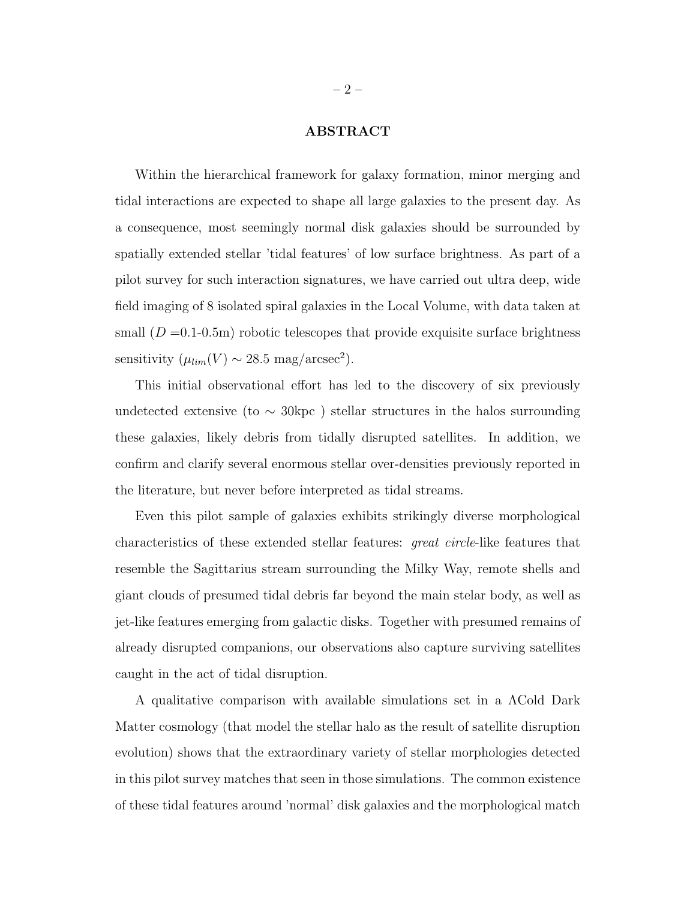## ABSTRACT

Within the hierarchical framework for galaxy formation, minor merging and tidal interactions are expected to shape all large galaxies to the present day. As a consequence, most seemingly normal disk galaxies should be surrounded by spatially extended stellar 'tidal features' of low surface brightness. As part of a pilot survey for such interaction signatures, we have carried out ultra deep, wide field imaging of 8 isolated spiral galaxies in the Local Volume, with data taken at small ($D$ =0.1-0.5m) robotic telescopes that provide exquisite surface brightness sensitivity ($\mu_{lim}(V) \sim 28.5$ mag/arcsec$^2$).

This initial observational effort has led to the discovery of six previously undetected extensive (to $\sim$ 30kpc ) stellar structures in the halos surrounding these galaxies, likely debris from tidally disrupted satellites. In addition, we confirm and clarify several enormous stellar over-densities previously reported in the literature, but never before interpreted as tidal streams.

Even this pilot sample of galaxies exhibits strikingly diverse morphological characteristics of these extended stellar features: *great circle*-like features that resemble the Sagittarius stream surrounding the Milky Way, remote shells and giant clouds of presumed tidal debris far beyond the main stellar body, as well as jet-like features emerging from galactic disks. Together with presumed remains of already disrupted companions, our observations also capture surviving satellites caught in the act of tidal disruption.

A qualitative comparison with available simulations set in a $\Lambda$Cold Dark Matter cosmology (that model the stellar halo as the result of satellite disruption evolution) shows that the extraordinary variety of stellar morphologies detected in this pilot survey matches that seen in those simulations. The common existence of these tidal features around 'normal' disk galaxies and the morphological match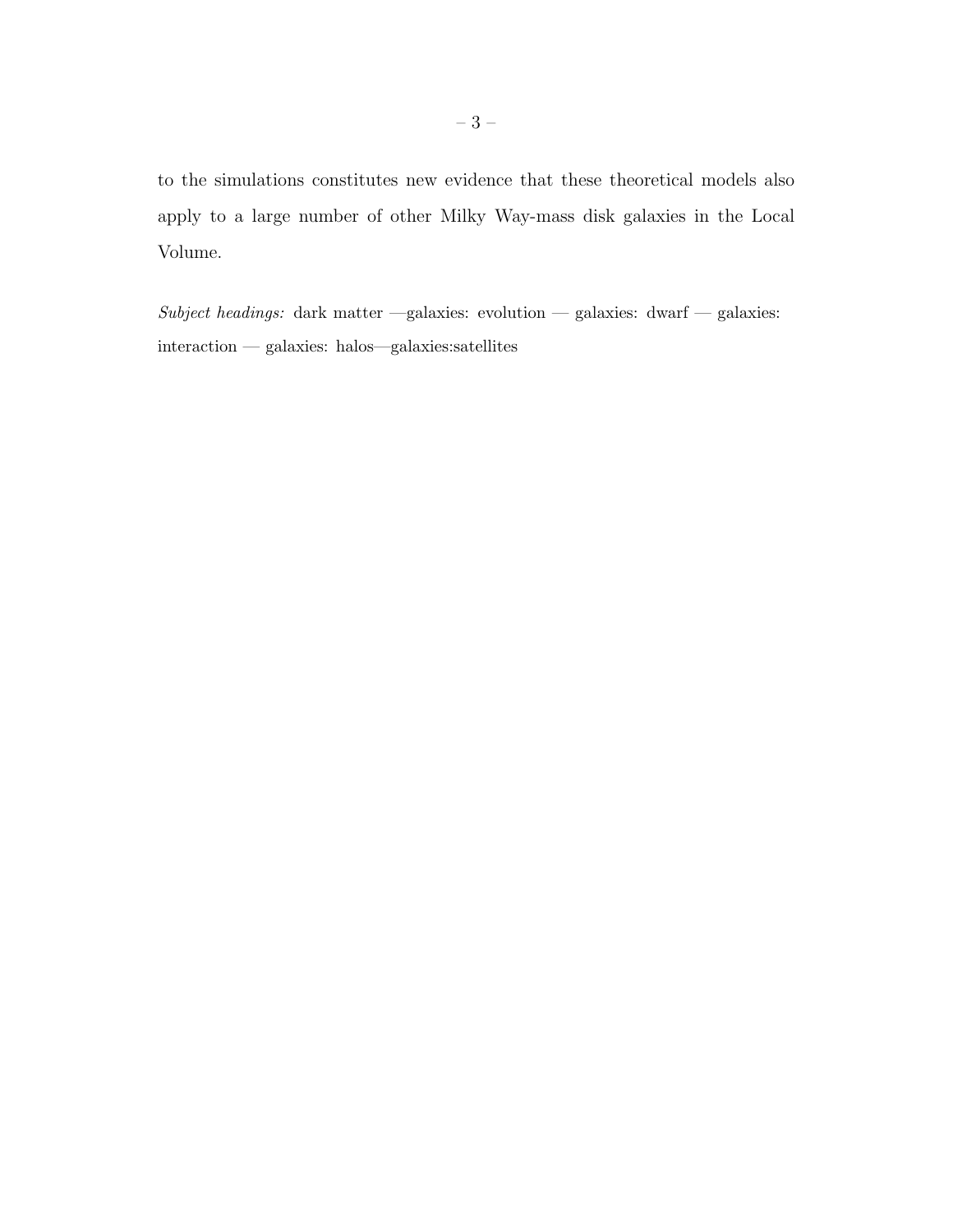to the simulations constitutes new evidence that these theoretical models also apply to a large number of other Milky Way-mass disk galaxies in the Local Volume.

*Subject headings:* dark matter —galaxies: evolution — galaxies: dwarf — galaxies: interaction — galaxies: halos—galaxies:satellites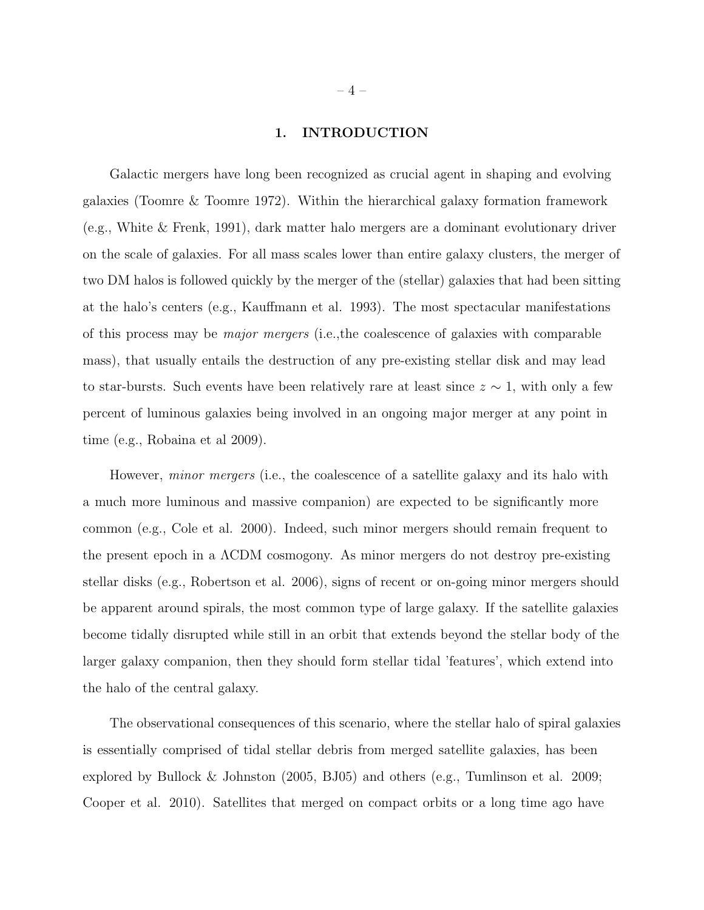# 1. INTRODUCTION

Galactic mergers have long been recognized as crucial agent in shaping and evolving galaxies (Toomre & Toomre 1972). Within the hierarchical galaxy formation framework (e.g., White & Frenk, 1991), dark matter halo mergers are a dominant evolutionary driver on the scale of galaxies. For all mass scales lower than entire galaxy clusters, the merger of two DM halos is followed quickly by the merger of the (stellar) galaxies that had been sitting at the halo's centers (e.g., Kauffmann et al. 1993). The most spectacular manifestations of this process may be *major mergers* (i.e.,the coalescence of galaxies with comparable mass), that usually entails the destruction of any pre-existing stellar disk and may lead to star-bursts. Such events have been relatively rare at least since $z \sim 1$, with only a few percent of luminous galaxies being involved in an ongoing major merger at any point in time (e.g., Robaina et al 2009).

However, *minor mergers* (i.e., the coalescence of a satellite galaxy and its halo with a much more luminous and massive companion) are expected to be significantly more common (e.g., Cole et al. 2000). Indeed, such minor mergers should remain frequent to the present epoch in a $\Lambda$CDM cosmogony. As minor mergers do not destroy pre-existing stellar disks (e.g., Robertson et al. 2006), signs of recent or on-going minor mergers should be apparent around spirals, the most common type of large galaxy. If the satellite galaxies become tidally disrupted while still in an orbit that extends beyond the stellar body of the larger galaxy companion, then they should form stellar tidal 'features', which extend into the halo of the central galaxy.

The observational consequences of this scenario, where the stellar halo of spiral galaxies is essentially comprised of tidal stellar debris from merged satellite galaxies, has been explored by Bullock & Johnston (2005, BJ05) and others (e.g., Tumlinson et al. 2009; Cooper et al. 2010). Satellites that merged on compact orbits or a long time ago have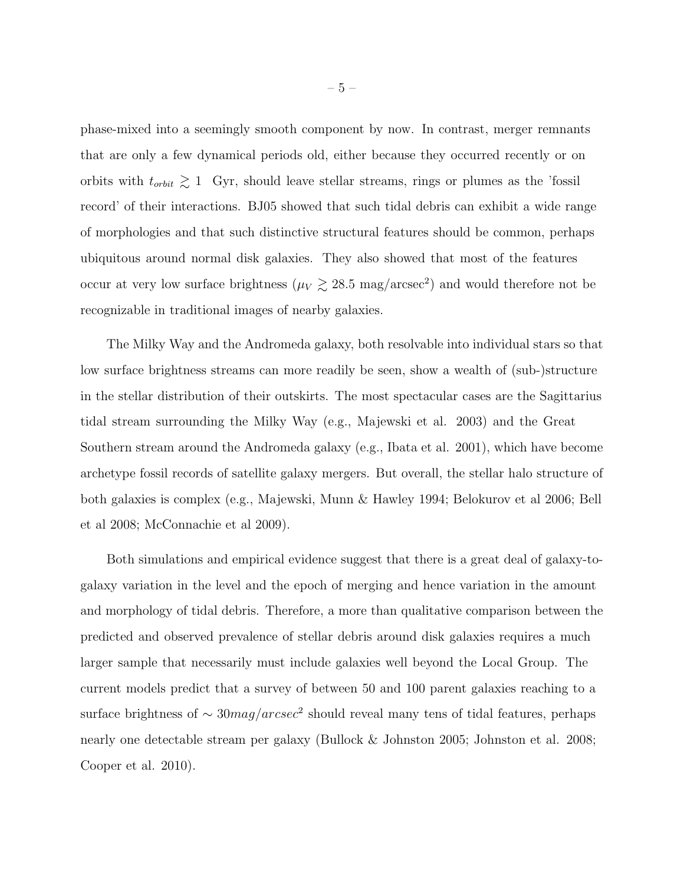phase-mixed into a seemingly smooth component by now. In contrast, merger remnants that are only a few dynamical periods old, either because they occurred recently or on orbits with $t_{orbit} \gtrsim 1$ Gyr, should leave stellar streams, rings or plumes as the 'fossil record' of their interactions. BJ05 showed that such tidal debris can exhibit a wide range of morphologies and that such distinctive structural features should be common, perhaps ubiquitous around normal disk galaxies. They also showed that most of the features occur at very low surface brightness ($\mu_V \gtrsim 28.5$ mag/arcsec$^2$) and would therefore not be recognizable in traditional images of nearby galaxies.

The Milky Way and the Andromeda galaxy, both resolvable into individual stars so that low surface brightness streams can more readily be seen, show a wealth of (sub-)structure in the stellar distribution of their outskirts. The most spectacular cases are the Sagittarius tidal stream surrounding the Milky Way (e.g., Majewski et al. 2003) and the Great Southern stream around the Andromeda galaxy (e.g., Ibata et al. 2001), which have become archetype fossil records of satellite galaxy mergers. But overall, the stellar halo structure of both galaxies is complex (e.g., Majewski, Munn & Hawley 1994; Belokurov et al 2006; Bell et al 2008; McConnachie et al 2009).

Both simulations and empirical evidence suggest that there is a great deal of galaxy-to-galaxy variation in the level and the epoch of merging and hence variation in the amount and morphology of tidal debris. Therefore, a more than qualitative comparison between the predicted and observed prevalence of stellar debris around disk galaxies requires a much larger sample that necessarily must include galaxies well beyond the Local Group. The current models predict that a survey of between 50 and 100 parent galaxies reaching to a surface brightness of $\sim 30 mag/arcsec^2$ should reveal many tens of tidal features, perhaps nearly one detectable stream per galaxy (Bullock & Johnston 2005; Johnston et al. 2008; Cooper et al. 2010).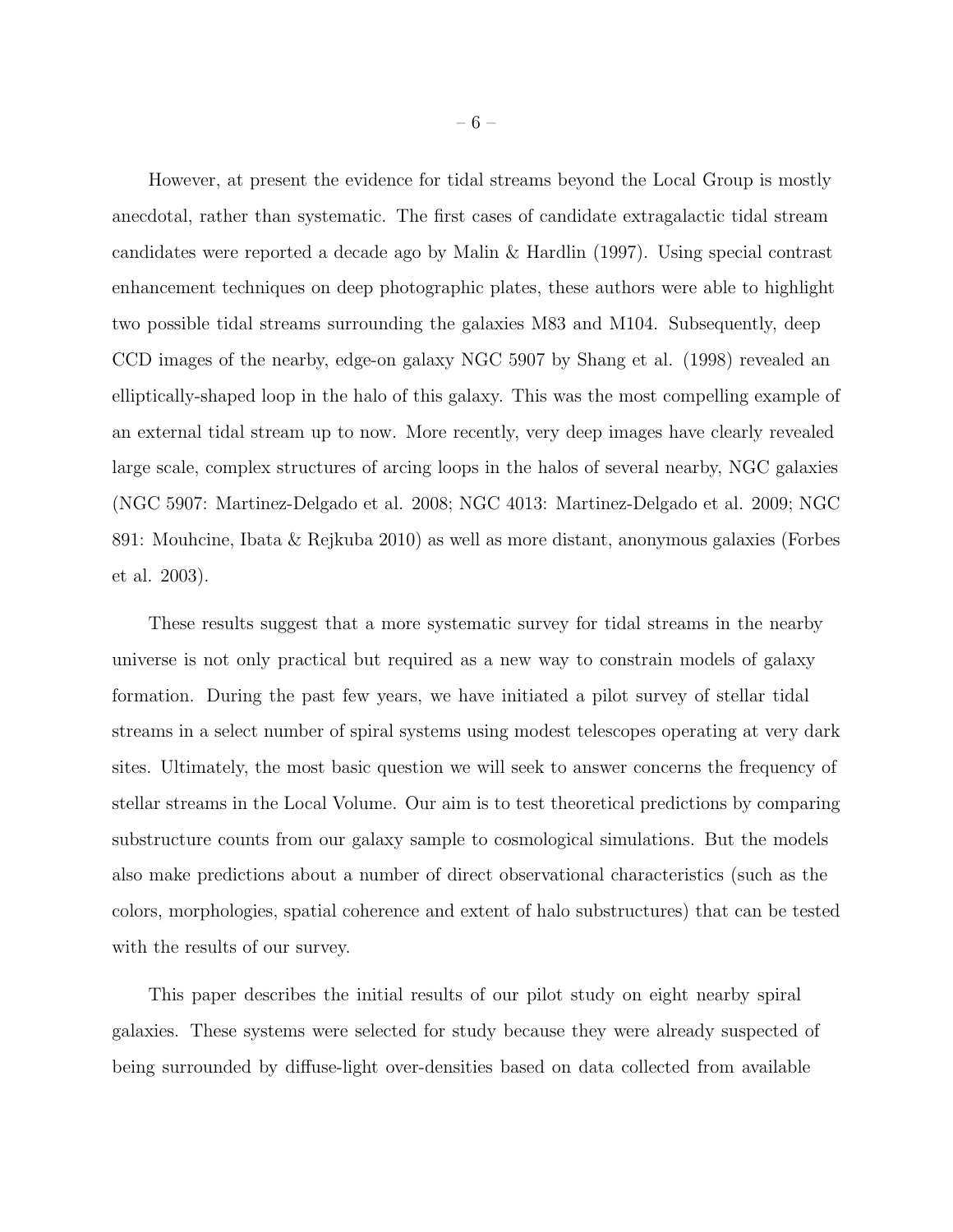However, at present the evidence for tidal streams beyond the Local Group is mostly anecdotal, rather than systematic. The first cases of candidate extragalactic tidal stream candidates were reported a decade ago by Malin & Hardlin (1997). Using special contrast enhancement techniques on deep photographic plates, these authors were able to highlight two possible tidal streams surrounding the galaxies M83 and M104. Subsequently, deep CCD images of the nearby, edge-on galaxy NGC 5907 by Shang et al. (1998) revealed an elliptically-shaped loop in the halo of this galaxy. This was the most compelling example of an external tidal stream up to now. More recently, very deep images have clearly revealed large scale, complex structures of arcing loops in the halos of several nearby, NGC galaxies (NGC 5907: Martinez-Delgado et al. 2008; NGC 4013: Martinez-Delgado et al. 2009; NGC 891: Mouhcine, Ibata & Rejkuba 2010) as well as more distant, anonymous galaxies (Forbes et al. 2003).

These results suggest that a more systematic survey for tidal streams in the nearby universe is not only practical but required as a new way to constrain models of galaxy formation. During the past few years, we have initiated a pilot survey of stellar tidal streams in a select number of spiral systems using modest telescopes operating at very dark sites. Ultimately, the most basic question we will seek to answer concerns the frequency of stellar streams in the Local Volume. Our aim is to test theoretical predictions by comparing substructure counts from our galaxy sample to cosmological simulations. But the models also make predictions about a number of direct observational characteristics (such as the colors, morphologies, spatial coherence and extent of halo substructures) that can be tested with the results of our survey.

This paper describes the initial results of our pilot study on eight nearby spiral galaxies. These systems were selected for study because they were already suspected of being surrounded by diffuse-light over-densities based on data collected from available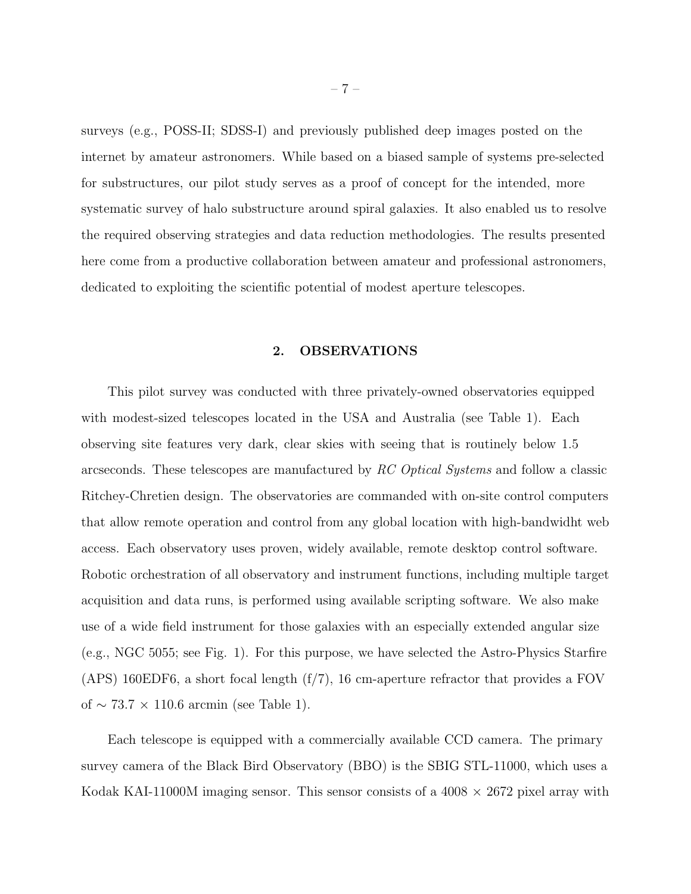surveys (e.g., POSS-II; SDSS-I) and previously published deep images posted on the internet by amateur astronomers. While based on a biased sample of systems pre-selected for substructures, our pilot study serves as a proof of concept for the intended, more systematic survey of halo substructure around spiral galaxies. It also enabled us to resolve the required observing strategies and data reduction methodologies. The results presented here come from a productive collaboration between amateur and professional astronomers, dedicated to exploiting the scientific potential of modest aperture telescopes.

## 2. OBSERVATIONS

This pilot survey was conducted with three privately-owned observatories equipped with modest-sized telescopes located in the USA and Australia (see Table 1). Each observing site features very dark, clear skies with seeing that is routinely below 1.5 arcseconds. These telescopes are manufactured by *RC Optical Systems* and follow a classic Ritchey-Chretien design. The observatories are commanded with on-site control computers that allow remote operation and control from any global location with high-bandwidht web access. Each observatory uses proven, widely available, remote desktop control software. Robotic orchestration of all observatory and instrument functions, including multiple target acquisition and data runs, is performed using available scripting software. We also make use of a wide field instrument for those galaxies with an especially extended angular size (e.g., NGC 5055; see Fig. 1). For this purpose, we have selected the Astro-Physics Starfire (APS) 160EDF6, a short focal length (f/7), 16 cm-aperture refractor that provides a FOV of $\sim 73.7 \times 110.6$ arcmin (see Table 1).

Each telescope is equipped with a commercially available CCD camera. The primary survey camera of the Black Bird Observatory (BBO) is the SBIG STL-11000, which uses a Kodak KAI-11000M imaging sensor. This sensor consists of a $4008 \times 2672$ pixel array with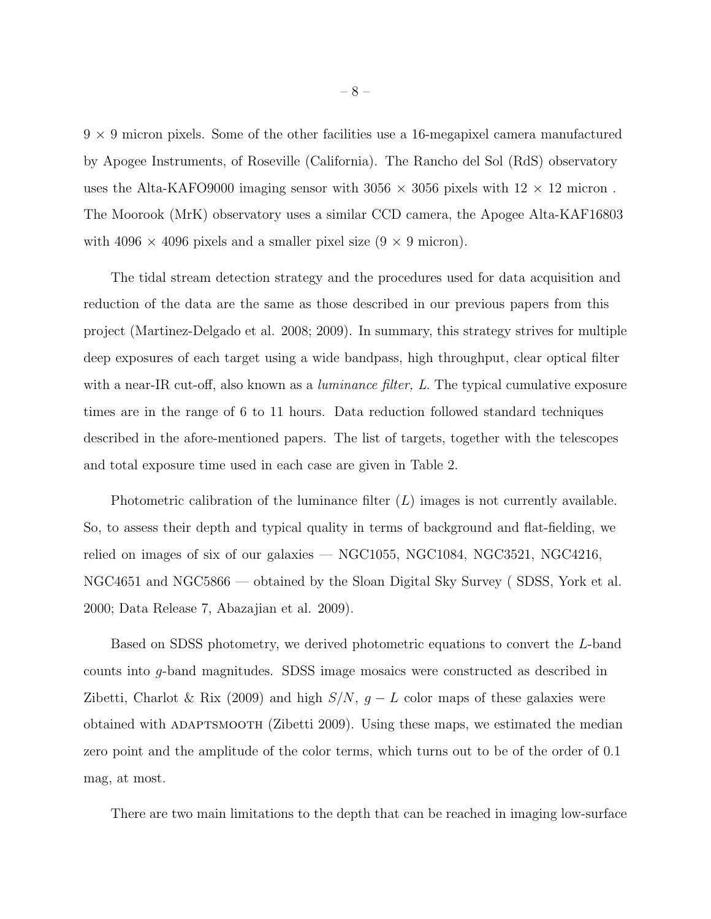9 × 9 micron pixels. Some of the other facilities use a 16-megapixel camera manufactured by Apogee Instruments, of Roseville (California). The Rancho del Sol (RdS) observatory uses the Alta-KAFO9000 imaging sensor with 3056 × 3056 pixels with 12 × 12 micron . The Moorook (MrK) observatory uses a similar CCD camera, the Apogee Alta-KAF16803 with 4096 × 4096 pixels and a smaller pixel size (9 × 9 micron).

The tidal stream detection strategy and the procedures used for data acquisition and reduction of the data are the same as those described in our previous papers from this project (Martinez-Delgado et al. 2008; 2009). In summary, this strategy strives for multiple deep exposures of each target using a wide bandpass, high throughput, clear optical filter with a near-IR cut-off, also known as a *luminance filter, L*. The typical cumulative exposure times are in the range of 6 to 11 hours. Data reduction followed standard techniques described in the afore-mentioned papers. The list of targets, together with the telescopes and total exposure time used in each case are given in Table 2.

Photometric calibration of the luminance filter ($L$) images is not currently available. So, to assess their depth and typical quality in terms of background and flat-fielding, we relied on images of six of our galaxies — NGC1055, NGC1084, NGC3521, NGC4216, NGC4651 and NGC5866 — obtained by the Sloan Digital Sky Survey ( SDSS, York et al. 2000; Data Release 7, Abazajian et al. 2009).

Based on SDSS photometry, we derived photometric equations to convert the $L$-band counts into $g$-band magnitudes. SDSS image mosaics were constructed as described in Zibetti, Charlot & Rix (2009) and high $S/N$, $g - L$ color maps of these galaxies were obtained with ADAPTSMOOTH (Zibetti 2009). Using these maps, we estimated the median zero point and the amplitude of the color terms, which turns out to be of the order of 0.1 mag, at most.

There are two main limitations to the depth that can be reached in imaging low-surface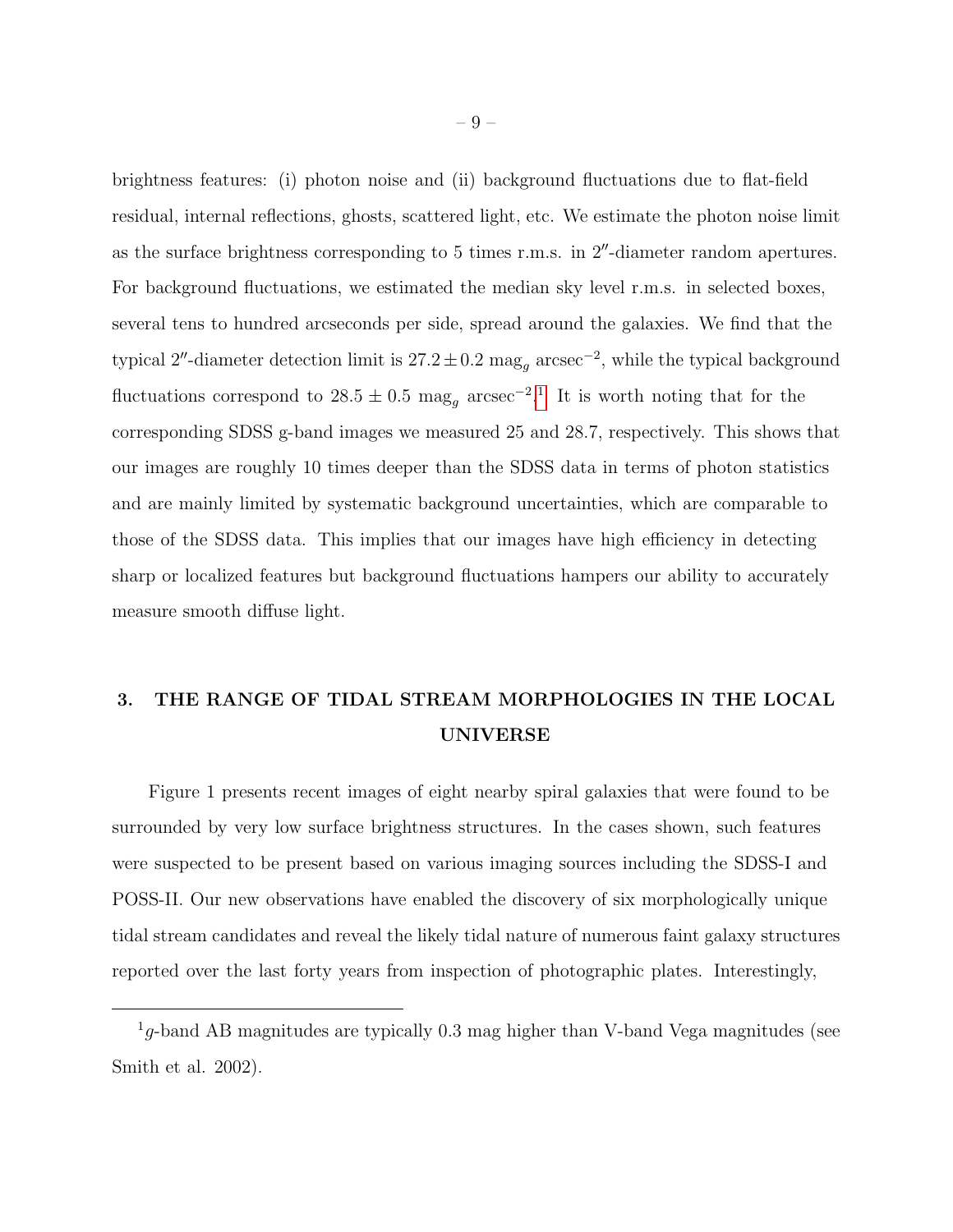brightness features: (i) photon noise and (ii) background fluctuations due to flat-field residual, internal reflections, ghosts, scattered light, etc. We estimate the photon noise limit as the surface brightness corresponding to 5 times r.m.s. in $2''$-diameter random apertures. For background fluctuations, we estimated the median sky level r.m.s. in selected boxes, several tens to hundred arcseconds per side, spread around the galaxies. We find that the typical $2''$-diameter detection limit is $27.2 \pm 0.2$ mag$_g$ arcsec$^{-2}$, while the typical background fluctuations correspond to $28.5 \pm 0.5$ mag$_g$ arcsec$^{-2}$.[1] It is worth noting that for the corresponding SDSS g-band images we measured 25 and 28.7, respectively. This shows that our images are roughly 10 times deeper than the SDSS data in terms of photon statistics and are mainly limited by systematic background uncertainties, which are comparable to those of the SDSS data. This implies that our images have high efficiency in detecting sharp or localized features but background fluctuations hampers our ability to accurately measure smooth diffuse light.

## 3. THE RANGE OF TIDAL STREAM MORPHOLOGIES IN THE LOCAL UNIVERSE

Figure 1 presents recent images of eight nearby spiral galaxies that were found to be surrounded by very low surface brightness structures. In the cases shown, such features were suspected to be present based on various imaging sources including the SDSS-I and POSS-II. Our new observations have enabled the discovery of six morphologically unique tidal stream candidates and reveal the likely tidal nature of numerous faint galaxy structures reported over the last forty years from inspection of photographic plates. Interestingly,

[1] $g$-band AB magnitudes are typically 0.3 mag higher than V-band Vega magnitudes (see Smith et al. 2002).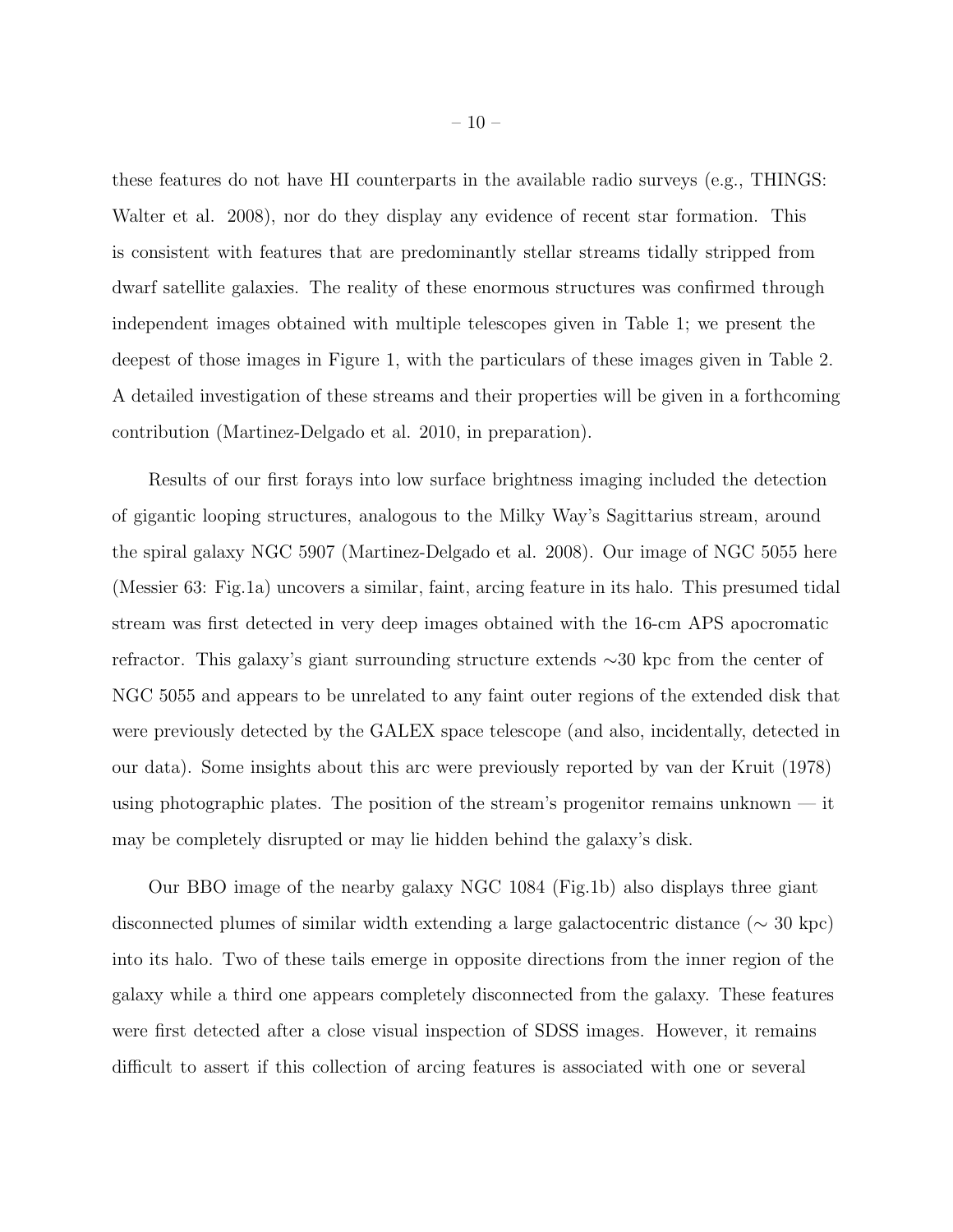these features do not have HI counterparts in the available radio surveys (e.g., THINGS: Walter et al. 2008), nor do they display any evidence of recent star formation. This is consistent with features that are predominantly stellar streams tidally stripped from dwarf satellite galaxies. The reality of these enormous structures was confirmed through independent images obtained with multiple telescopes given in Table 1; we present the deepest of those images in Figure 1, with the particulars of these images given in Table 2. A detailed investigation of these streams and their properties will be given in a forthcoming contribution (Martinez-Delgado et al. 2010, in preparation).

Results of our first forays into low surface brightness imaging included the detection of gigantic looping structures, analogous to the Milky Way's Sagittarius stream, around the spiral galaxy NGC 5907 (Martinez-Delgado et al. 2008). Our image of NGC 5055 here (Messier 63: Fig.1a) uncovers a similar, faint, arcing feature in its halo. This presumed tidal stream was first detected in very deep images obtained with the 16-cm APS apocromatic refractor. This galaxy's giant surrounding structure extends $\sim$30 kpc from the center of NGC 5055 and appears to be unrelated to any faint outer regions of the extended disk that were previously detected by the GALEX space telescope (and also, incidentally, detected in our data). Some insights about this arc were previously reported by van der Kruit (1978) using photographic plates. The position of the stream's progenitor remains unknown — it may be completely disrupted or may lie hidden behind the galaxy's disk.

Our BBO image of the nearby galaxy NGC 1084 (Fig.1b) also displays three giant disconnected plumes of similar width extending a large galactocentric distance ($\sim$ 30 kpc) into its halo. Two of these tails emerge in opposite directions from the inner region of the galaxy while a third one appears completely disconnected from the galaxy. These features were first detected after a close visual inspection of SDSS images. However, it remains difficult to assert if this collection of arcing features is associated with one or several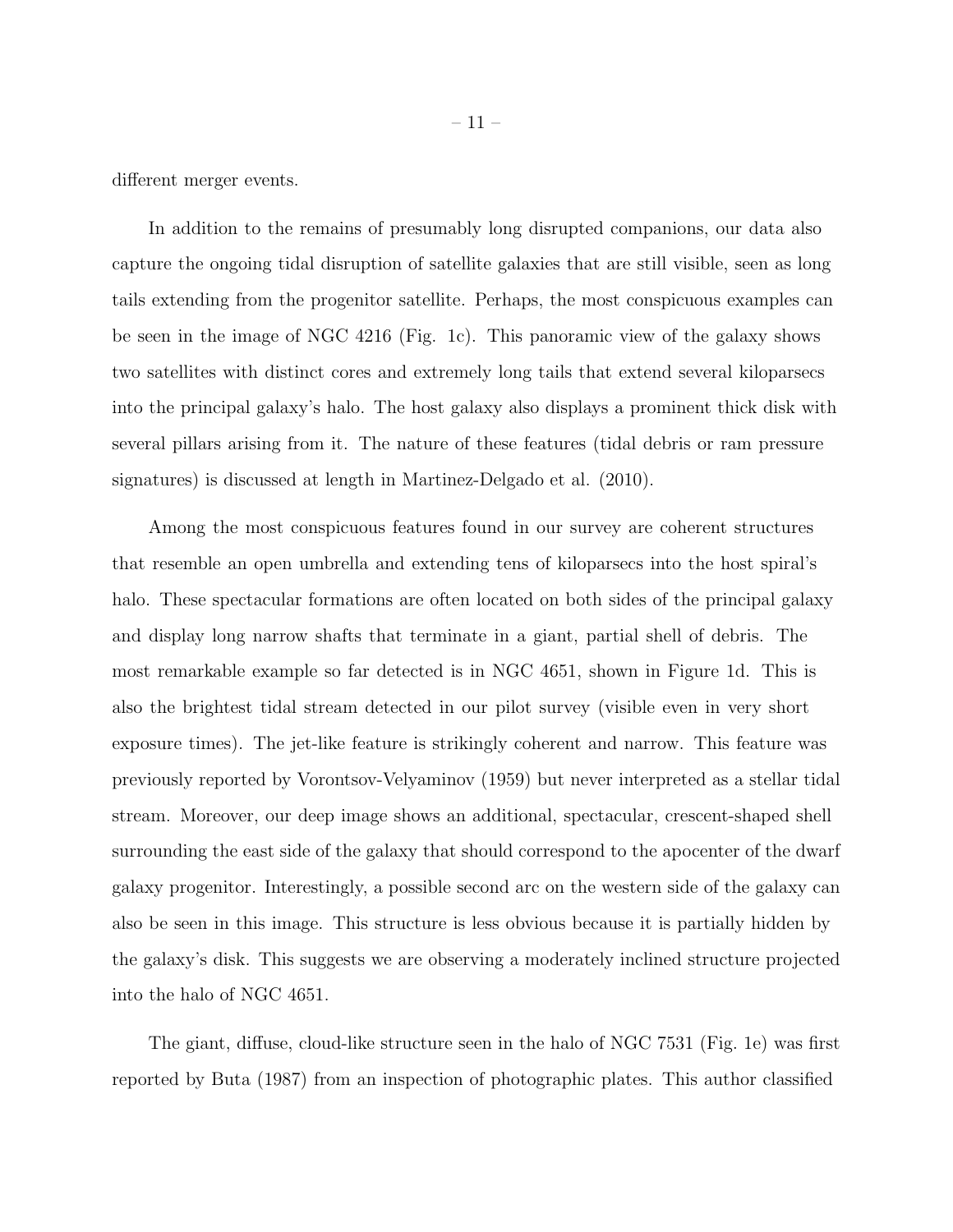different merger events.

In addition to the remains of presumably long disrupted companions, our data also capture the ongoing tidal disruption of satellite galaxies that are still visible, seen as long tails extending from the progenitor satellite. Perhaps, the most conspicuous examples can be seen in the image of NGC 4216 (Fig. 1c). This panoramic view of the galaxy shows two satellites with distinct cores and extremely long tails that extend several kiloparsecs into the principal galaxy's halo. The host galaxy also displays a prominent thick disk with several pillars arising from it. The nature of these features (tidal debris or ram pressure signatures) is discussed at length in Martinez-Delgado et al. (2010).

Among the most conspicuous features found in our survey are coherent structures that resemble an open umbrella and extending tens of kiloparsecs into the host spiral's halo. These spectacular formations are often located on both sides of the principal galaxy and display long narrow shafts that terminate in a giant, partial shell of debris. The most remarkable example so far detected is in NGC 4651, shown in Figure 1d. This is also the brightest tidal stream detected in our pilot survey (visible even in very short exposure times). The jet-like feature is strikingly coherent and narrow. This feature was previously reported by Vorontsov-Velyaminov (1959) but never interpreted as a stellar tidal stream. Moreover, our deep image shows an additional, spectacular, crescent-shaped shell surrounding the east side of the galaxy that should correspond to the apocenter of the dwarf galaxy progenitor. Interestingly, a possible second arc on the western side of the galaxy can also be seen in this image. This structure is less obvious because it is partially hidden by the galaxy's disk. This suggests we are observing a moderately inclined structure projected into the halo of NGC 4651.

The giant, diffuse, cloud-like structure seen in the halo of NGC 7531 (Fig. 1e) was first reported by Buta (1987) from an inspection of photographic plates. This author classified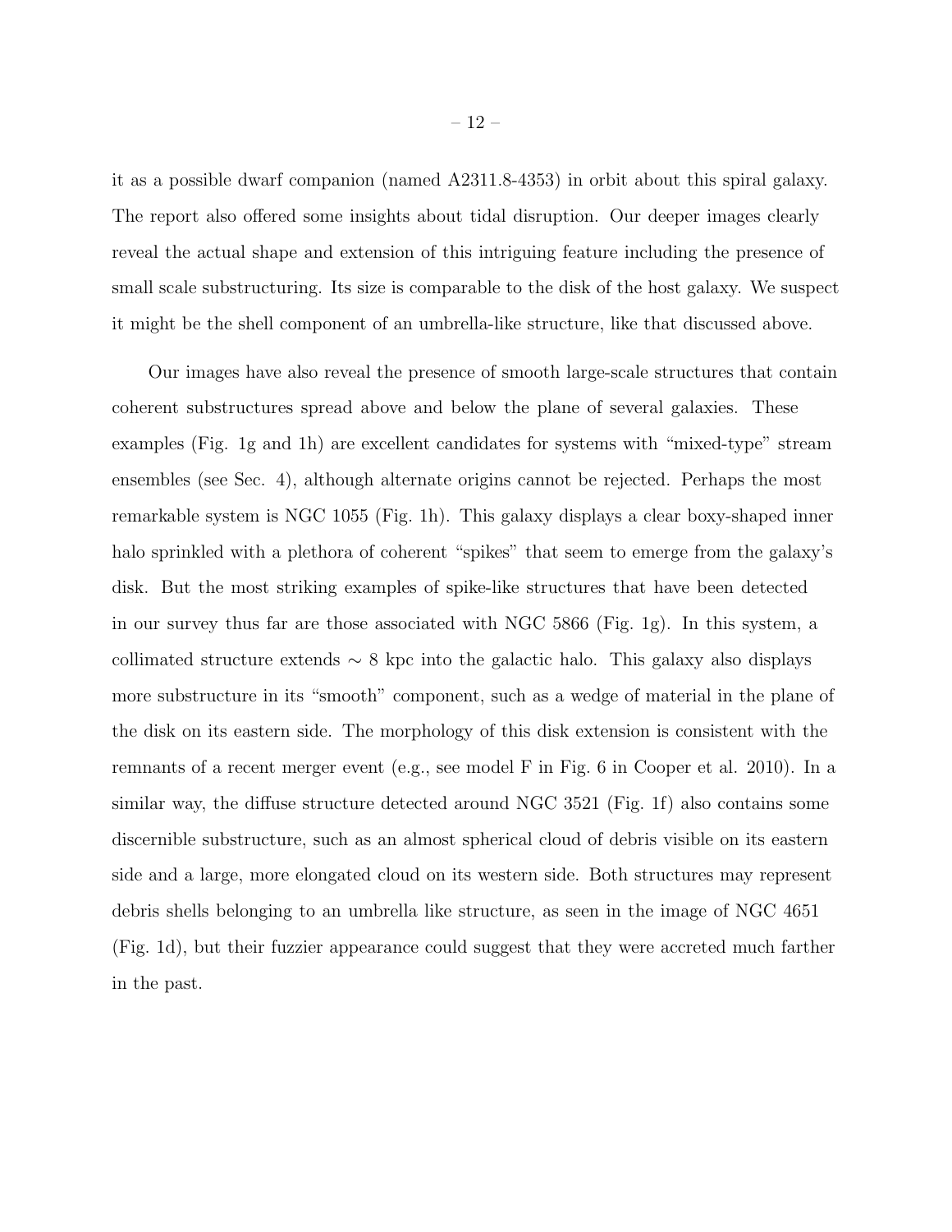it as a possible dwarf companion (named A2311.8-4353) in orbit about this spiral galaxy. The report also offered some insights about tidal disruption. Our deeper images clearly reveal the actual shape and extension of this intriguing feature including the presence of small scale substructuring. Its size is comparable to the disk of the host galaxy. We suspect it might be the shell component of an umbrella-like structure, like that discussed above.

Our images have also reveal the presence of smooth large-scale structures that contain coherent substructures spread above and below the plane of several galaxies. These examples (Fig. 1g and 1h) are excellent candidates for systems with "mixed-type" stream ensembles (see Sec. 4), although alternate origins cannot be rejected. Perhaps the most remarkable system is NGC 1055 (Fig. 1h). This galaxy displays a clear boxy-shaped inner halo sprinkled with a plethora of coherent "spikes" that seem to emerge from the galaxy's disk. But the most striking examples of spike-like structures that have been detected in our survey thus far are those associated with NGC 5866 (Fig. 1g). In this system, a collimated structure extends $\sim$ 8 kpc into the galactic halo. This galaxy also displays more substructure in its "smooth" component, such as a wedge of material in the plane of the disk on its eastern side. The morphology of this disk extension is consistent with the remnants of a recent merger event (e.g., see model F in Fig. 6 in Cooper et al. 2010). In a similar way, the diffuse structure detected around NGC 3521 (Fig. 1f) also contains some discernible substructure, such as an almost spherical cloud of debris visible on its eastern side and a large, more elongated cloud on its western side. Both structures may represent debris shells belonging to an umbrella like structure, as seen in the image of NGC 4651 (Fig. 1d), but their fuzzier appearance could suggest that they were accreted much farther in the past.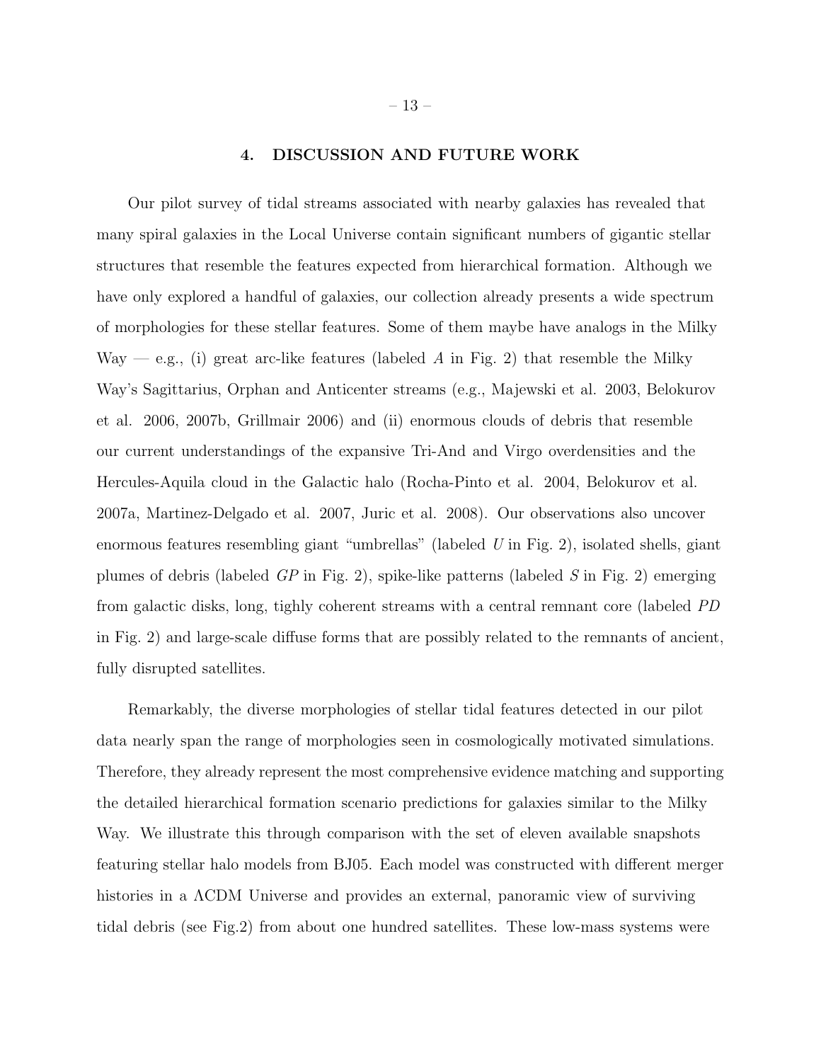## 4. DISCUSSION AND FUTURE WORK

Our pilot survey of tidal streams associated with nearby galaxies has revealed that many spiral galaxies in the Local Universe contain significant numbers of gigantic stellar structures that resemble the features expected from hierarchical formation. Although we have only explored a handful of galaxies, our collection already presents a wide spectrum of morphologies for these stellar features. Some of them maybe have analogs in the Milky Way — e.g., (i) great arc-like features (labeled *A* in Fig. 2) that resemble the Milky Way's Sagittarius, Orphan and Anticenter streams (e.g., Majewski et al. 2003, Belokurov et al. 2006, 2007b, Grillmair 2006) and (ii) enormous clouds of debris that resemble our current understandings of the expansive Tri-And and Virgo overdensities and the Hercules-Aquila cloud in the Galactic halo (Rocha-Pinto et al. 2004, Belokurov et al. 2007a, Martinez-Delgado et al. 2007, Juric et al. 2008). Our observations also uncover enormous features resembling giant "umbrellas" (labeled *U* in Fig. 2), isolated shells, giant plumes of debris (labeled *GP* in Fig. 2), spike-like patterns (labeled *S* in Fig. 2) emerging from galactic disks, long, tighly coherent streams with a central remnant core (labeled *PD* in Fig. 2) and large-scale diffuse forms that are possibly related to the remnants of ancient, fully disrupted satellites.

Remarkably, the diverse morphologies of stellar tidal features detected in our pilot data nearly span the range of morphologies seen in cosmologically motivated simulations. Therefore, they already represent the most comprehensive evidence matching and supporting the detailed hierarchical formation scenario predictions for galaxies similar to the Milky Way. We illustrate this through comparison with the set of eleven available snapshots featuring stellar halo models from BJ05. Each model was constructed with different merger histories in a ΛCDM Universe and provides an external, panoramic view of surviving tidal debris (see Fig.2) from about one hundred satellites. These low-mass systems were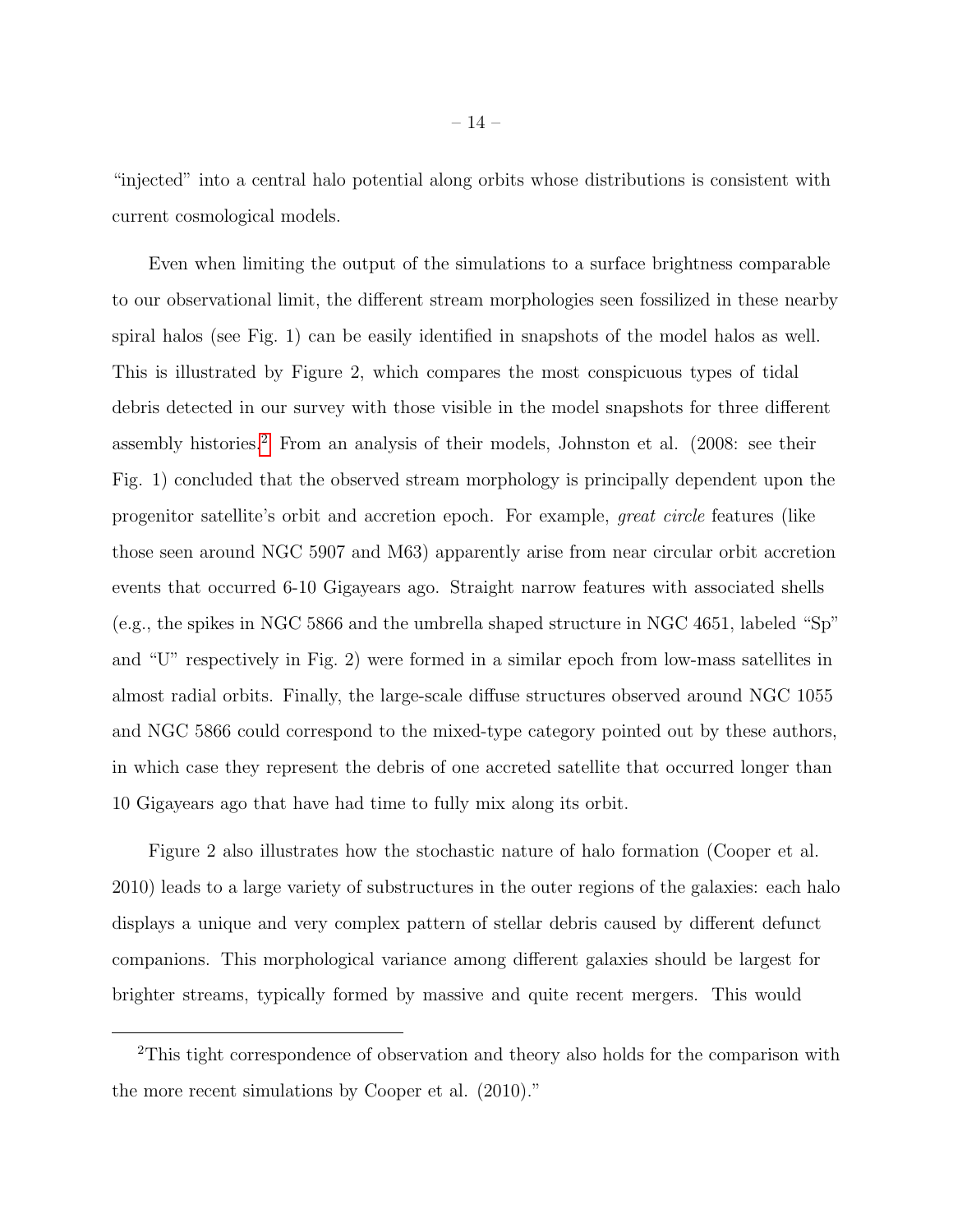"injected" into a central halo potential along orbits whose distributions is consistent with current cosmological models.

Even when limiting the output of the simulations to a surface brightness comparable to our observational limit, the different stream morphologies seen fossilized in these nearby spiral halos (see Fig. 1) can be easily identified in snapshots of the model halos as well. This is illustrated by Figure 2, which compares the most conspicuous types of tidal debris detected in our survey with those visible in the model snapshots for three different assembly histories.[2] From an analysis of their models, Johnston et al. (2008: see their Fig. 1) concluded that the observed stream morphology is principally dependent upon the progenitor satellite's orbit and accretion epoch. For example, *great circle* features (like those seen around NGC 5907 and M63) apparently arise from near circular orbit accretion events that occurred 6-10 Gigayears ago. Straight narrow features with associated shells (e.g., the spikes in NGC 5866 and the umbrella shaped structure in NGC 4651, labeled "Sp" and "U" respectively in Fig. 2) were formed in a similar epoch from low-mass satellites in almost radial orbits. Finally, the large-scale diffuse structures observed around NGC 1055 and NGC 5866 could correspond to the mixed-type category pointed out by these authors, in which case they represent the debris of one accreted satellite that occurred longer than 10 Gigayears ago that have had time to fully mix along its orbit.

Figure 2 also illustrates how the stochastic nature of halo formation (Cooper et al. 2010) leads to a large variety of substructures in the outer regions of the galaxies: each halo displays a unique and very complex pattern of stellar debris caused by different defunct companions. This morphological variance among different galaxies should be largest for brighter streams, typically formed by massive and quite recent mergers. This would

---

[2]This tight correspondence of observation and theory also holds for the comparison with the more recent simulations by Cooper et al. (2010)."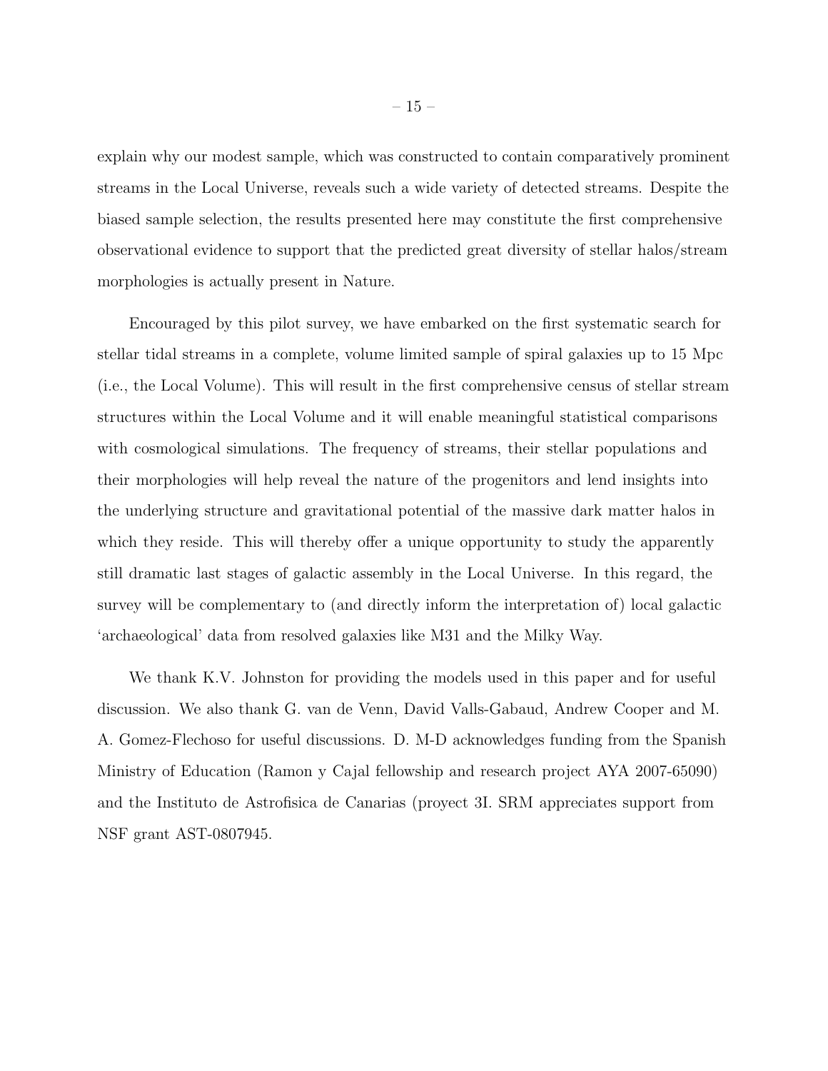explain why our modest sample, which was constructed to contain comparatively prominent streams in the Local Universe, reveals such a wide variety of detected streams. Despite the biased sample selection, the results presented here may constitute the first comprehensive observational evidence to support that the predicted great diversity of stellar halos/stream morphologies is actually present in Nature.

Encouraged by this pilot survey, we have embarked on the first systematic search for stellar tidal streams in a complete, volume limited sample of spiral galaxies up to 15 Mpc (i.e., the Local Volume). This will result in the first comprehensive census of stellar stream structures within the Local Volume and it will enable meaningful statistical comparisons with cosmological simulations. The frequency of streams, their stellar populations and their morphologies will help reveal the nature of the progenitors and lend insights into the underlying structure and gravitational potential of the massive dark matter halos in which they reside. This will thereby offer a unique opportunity to study the apparently still dramatic last stages of galactic assembly in the Local Universe. In this regard, the survey will be complementary to (and directly inform the interpretation of) local galactic 'archaeological' data from resolved galaxies like M31 and the Milky Way.

We thank K.V. Johnston for providing the models used in this paper and for useful discussion. We also thank G. van de Venn, David Valls-Gabaud, Andrew Cooper and M. A. Gomez-Flechoso for useful discussions. D. M-D acknowledges funding from the Spanish Ministry of Education (Ramon y Cajal fellowship and research project AYA 2007-65090) and the Instituto de Astrofisica de Canarias (proyect 3I. SRM appreciates support from NSF grant AST-0807945.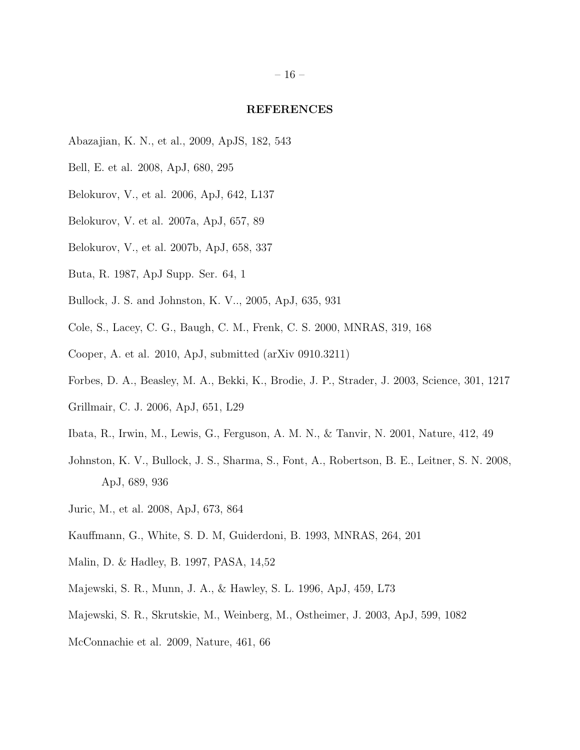## REFERENCES

Abazajian, K. N., et al., 2009, ApJS, 182, 543

Bell, E. et al. 2008, ApJ, 680, 295

Belokurov, V., et al. 2006, ApJ, 642, L137

Belokurov, V. et al. 2007a, ApJ, 657, 89

Belokurov, V., et al. 2007b, ApJ, 658, 337

Buta, R. 1987, ApJ Supp. Ser. 64, 1

Bullock, J. S. and Johnston, K. V.., 2005, ApJ, 635, 931

Cole, S., Lacey, C. G., Baugh, C. M., Frenk, C. S. 2000, MNRAS, 319, 168

Cooper, A. et al. 2010, ApJ, submitted (arXiv 0910.3211)

Forbes, D. A., Beasley, M. A., Bekki, K., Brodie, J. P., Strader, J. 2003, Science, 301, 1217

Grillmair, C. J. 2006, ApJ, 651, L29

Ibata, R., Irwin, M., Lewis, G., Ferguson, A. M. N., & Tanvir, N. 2001, Nature, 412, 49

Johnston, K. V., Bullock, J. S., Sharma, S., Font, A., Robertson, B. E., Leitner, S. N. 2008, ApJ, 689, 936

Juric, M., et al. 2008, ApJ, 673, 864

Kauffmann, G., White, S. D. M, Guiderdoni, B. 1993, MNRAS, 264, 201

Malin, D. & Hadley, B. 1997, PASA, 14,52

Majewski, S. R., Munn, J. A., & Hawley, S. L. 1996, ApJ, 459, L73

Majewski, S. R., Skrutskie, M., Weinberg, M., Ostheimer, J. 2003, ApJ, 599, 1082

McConnachie et al. 2009, Nature, 461, 66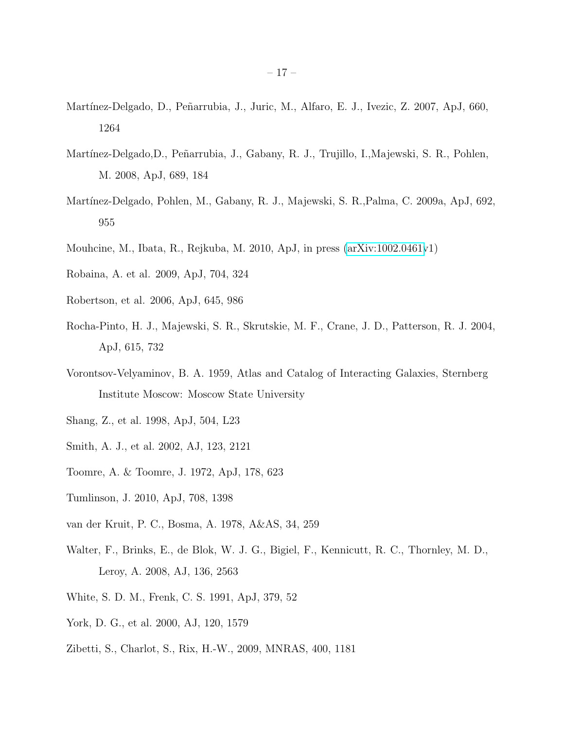Martínez-Delgado, D., Peñarrubia, J., Juric, M., Alfaro, E. J., Ivezic, Z. 2007, ApJ, 660, 1264

Martínez-Delgado,D., Peñarrubia, J., Gabany, R. J., Trujillo, I.,Majewski, S. R., Pohlen, M. 2008, ApJ, 689, 184

Martínez-Delgado, Pohlen, M., Gabany, R. J., Majewski, S. R.,Palma, C. 2009a, ApJ, 692, 955

Mouhcine, M., Ibata, R., Rejkuba, M. 2010, ApJ, in press (arXiv:1002.0461v1)

Robaina, A. et al. 2009, ApJ, 704, 324

Robertson, et al. 2006, ApJ, 645, 986

Rocha-Pinto, H. J., Majewski, S. R., Skrutskie, M. F., Crane, J. D., Patterson, R. J. 2004, ApJ, 615, 732

Vorontsov-Velyaminov, B. A. 1959, Atlas and Catalog of Interacting Galaxies, Sternberg Institute Moscow: Moscow State University

Shang, Z., et al. 1998, ApJ, 504, L23

Smith, A. J., et al. 2002, AJ, 123, 2121

Toomre, A. & Toomre, J. 1972, ApJ, 178, 623

Tumlinson, J. 2010, ApJ, 708, 1398

van der Kruit, P. C., Bosma, A. 1978, A&AS, 34, 259

Walter, F., Brinks, E., de Blok, W. J. G., Bigiel, F., Kennicutt, R. C., Thornley, M. D., Leroy, A. 2008, AJ, 136, 2563

White, S. D. M., Frenk, C. S. 1991, ApJ, 379, 52

York, D. G., et al. 2000, AJ, 120, 1579

Zibetti, S., Charlot, S., Rix, H.-W., 2009, MNRAS, 400, 1181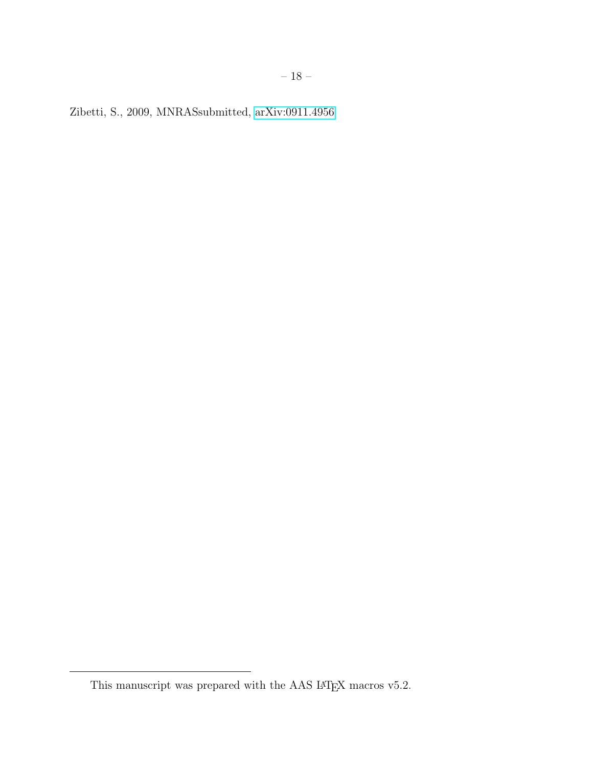Zibetti, S., 2009, MNRASsubmitted, arXiv:0911.4956

---

This manuscript was prepared with the AAS LaTeX macros v5.2.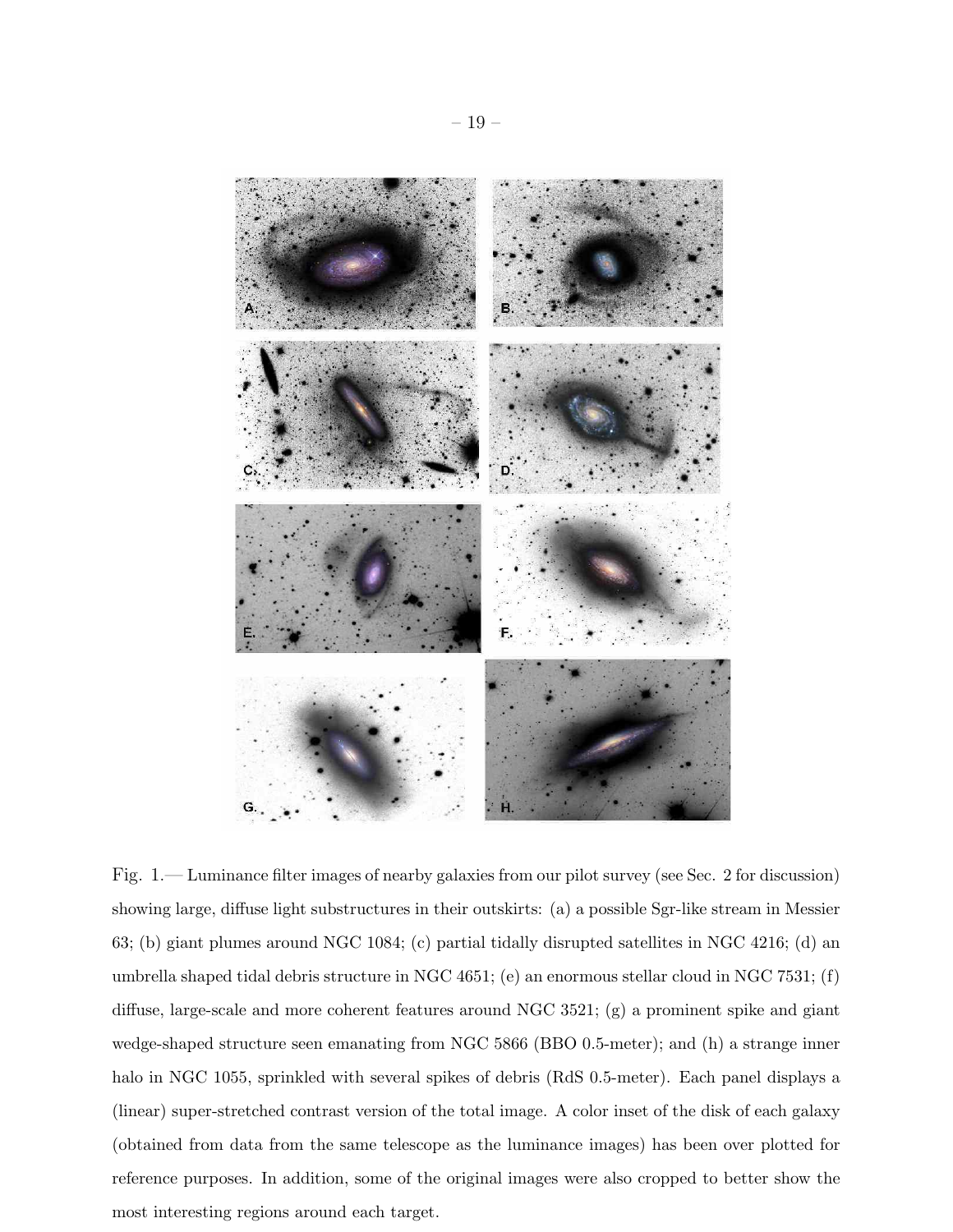Fig. 1.— Luminance filter images of nearby galaxies from our pilot survey (see Sec. 2 for discussion) showing large, diffuse light substructures in their outskirts: (a) a possible Sgr-like stream in Messier 63; (b) giant plumes around NGC 1084; (c) partial tidally disrupted satellites in NGC 4216; (d) an umbrella shaped tidal debris structure in NGC 4651; (e) an enormous stellar cloud in NGC 7531; (f) diffuse, large-scale and more coherent features around NGC 3521; (g) a prominent spike and giant wedge-shaped structure seen emanating from NGC 5866 (BBO 0.5-meter); and (h) a strange inner halo in NGC 1055, sprinkled with several spikes of debris (RdS 0.5-meter). Each panel displays a (linear) super-stretched contrast version of the total image. A color inset of the disk of each galaxy (obtained from data from the same telescope as the luminance images) has been over plotted for reference purposes. In addition, some of the original images were also cropped to better show the most interesting regions around each target.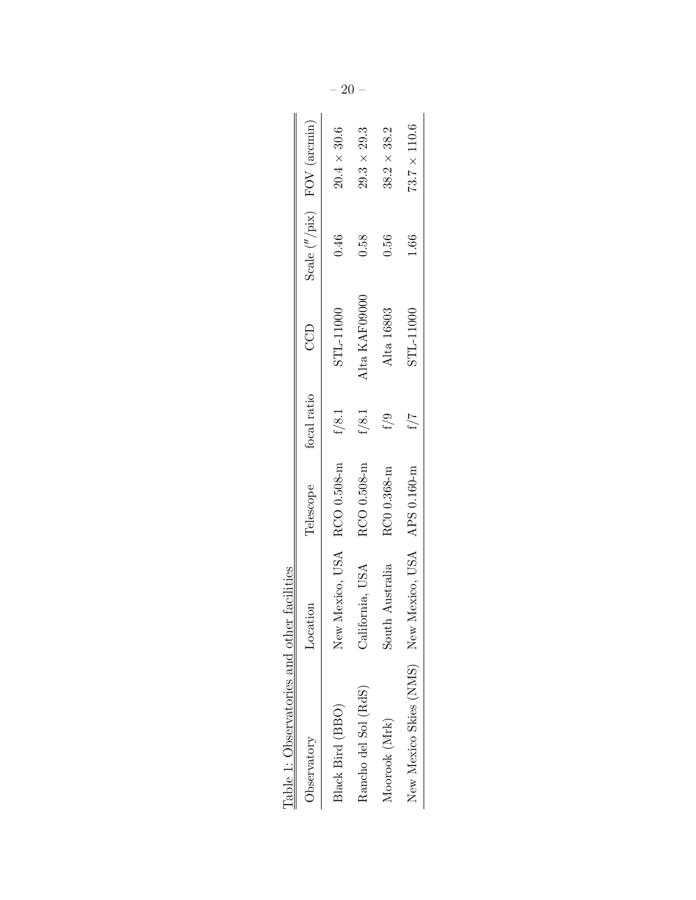Table 1: Observatories and other facilities

| Observatory | Location | Telescope | focal ratio | CCD | Scale (″/pix) | FOV (arcmin) |
|---|---|---|---|---|---|---|
| Black Bird (BBO) | New Mexico, USA | RCO 0.508-m | f/8.1 | STL-11000 | 0.46 | $20.4 \times 30.6$ |
| Rancho del Sol (RdS) | California, USA | RCO 0.508-m | f/8.1 | Alta KAF09000 | 0.58 | $29.3 \times 29.3$ |
| Moorook (Mrk) | South Australia | RC0 0.368-m | f/9 | Alta 16803 | 0.56 | $38.2 \times 38.2$ |
| New Mexico Skies (NMS) | New Mexico, USA | APS 0.160-m | f/7 | STL-11000 | 1.66 | $73.7 \times 110.6$ |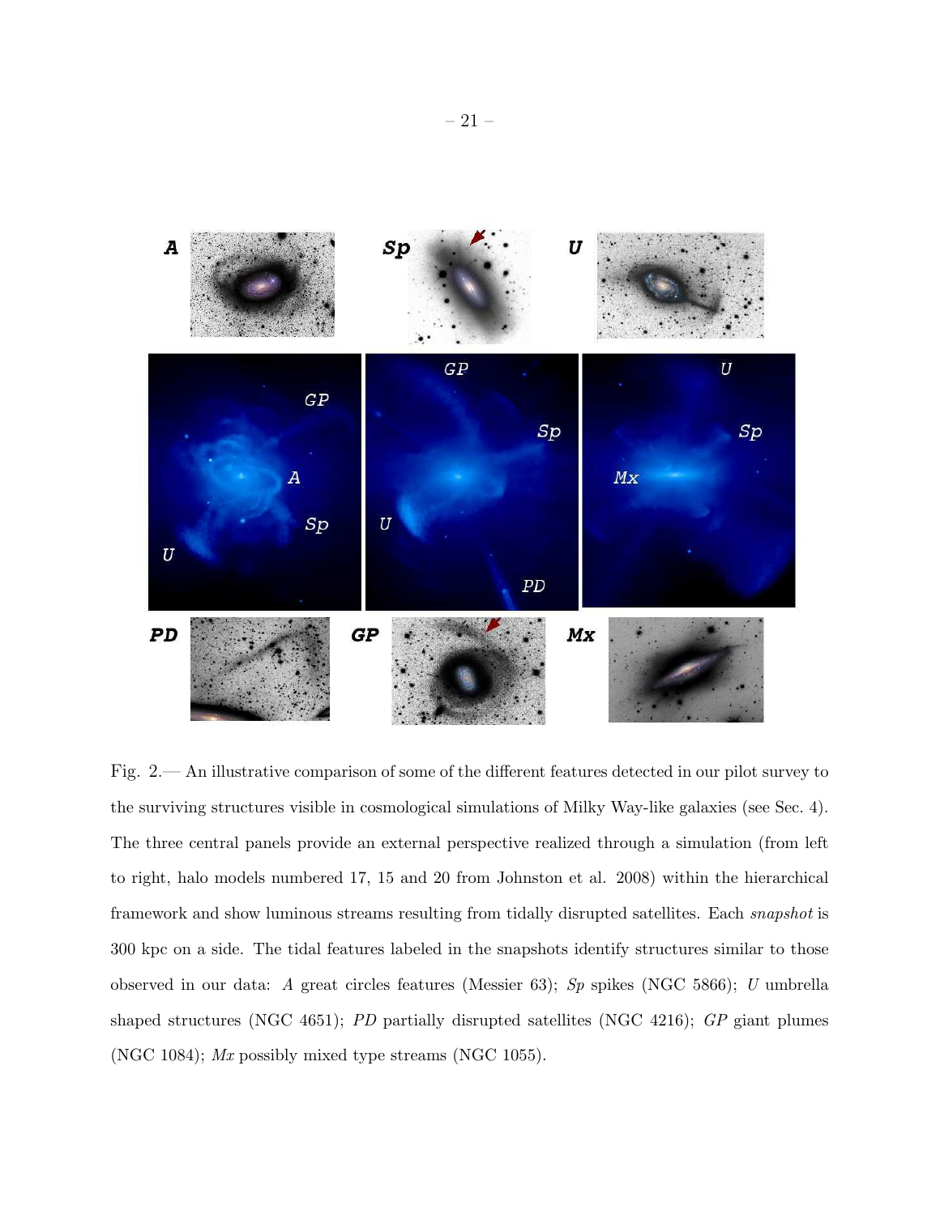Fig. 2.— An illustrative comparison of some of the different features detected in our pilot survey to the surviving structures visible in cosmological simulations of Milky Way-like galaxies (see Sec. 4). The three central panels provide an external perspective realized through a simulation (from left to right, halo models numbered 17, 15 and 20 from Johnston et al. 2008) within the hierarchical framework and show luminous streams resulting from tidally disrupted satellites. Each *snapshot* is 300 kpc on a side. The tidal features labeled in the snapshots identify structures similar to those observed in our data: *A* great circles features (Messier 63); *Sp* spikes (NGC 5866); *U* umbrella shaped structures (NGC 4651); *PD* partially disrupted satellites (NGC 4216); *GP* giant plumes (NGC 1084); *Mx* possibly mixed type streams (NGC 1055).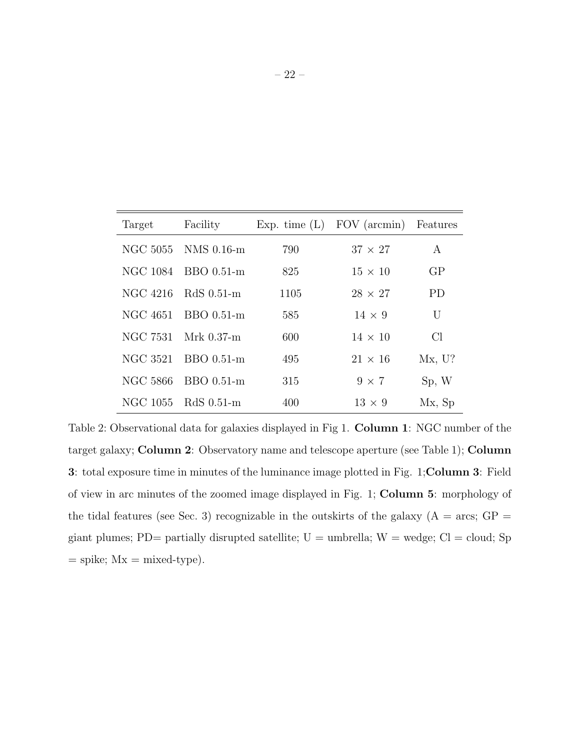| Target | Facility | Exp. time (L) | FOV (arcmin) | Features |
|---|---|---|---|---|
| NGC 5055 | NMS 0.16-m | 790 | 37 × 27 | A |
| NGC 1084 | BBO 0.51-m | 825 | 15 × 10 | GP |
| NGC 4216 | RdS 0.51-m | 1105 | 28 × 27 | PD |
| NGC 4651 | BBO 0.51-m | 585 | 14 × 9 | U |
| NGC 7531 | Mrk 0.37-m | 600 | 14 × 10 | Cl |
| NGC 3521 | BBO 0.51-m | 495 | 21 × 16 | Mx, U? |
| NGC 5866 | BBO 0.51-m | 315 | 9 × 7 | Sp, W |
| NGC 1055 | RdS 0.51-m | 400 | 13 × 9 | Mx, Sp |

Table 2: Observational data for galaxies displayed in Fig 1. **Column 1**: NGC number of the target galaxy; **Column 2**: Observatory name and telescope aperture (see Table 1); **Column 3**: total exposure time in minutes of the luminance image plotted in Fig. 1;**Column 3**: Field of view in arc minutes of the zoomed image displayed in Fig. 1; **Column 5**: morphology of the tidal features (see Sec. 3) recognizable in the outskirts of the galaxy (A = arcs; GP = giant plumes; PD= partially disrupted satellite; U = umbrella; W = wedge; Cl = cloud; Sp = spike; Mx = mixed-type).